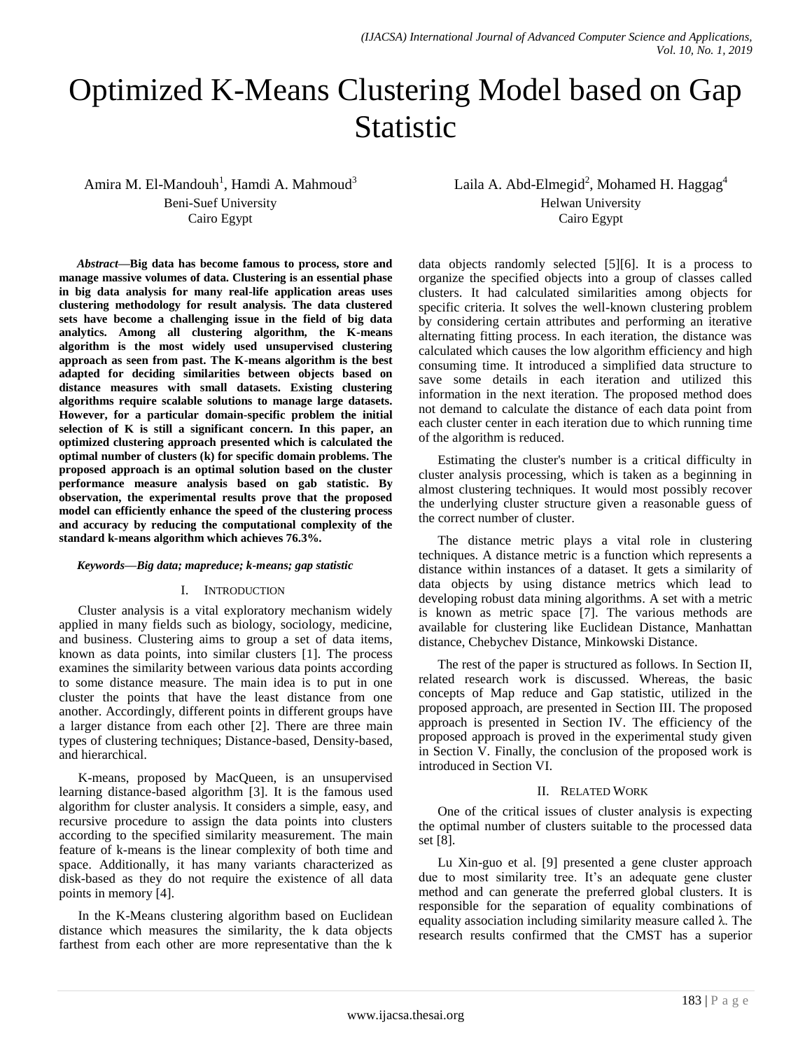# Optimized K-Means Clustering Model based on Gap Statistic

Amira M. El-Mandouh[1], Hamdi A. Mahmoud[3]
Beni-Suef University
Cairo Egypt

Laila A. Abd-Elmegid[2], Mohamed H. Haggag[4]
Helwan University
Cairo Egypt

***Abstract*—Big data has become famous to process, store and manage massive volumes of data. Clustering is an essential phase in big data analysis for many real-life application areas uses clustering methodology for result analysis. The data clustered sets have become a challenging issue in the field of big data analytics. Among all clustering algorithm, the K-means algorithm is the most widely used unsupervised clustering approach as seen from past. The K-means algorithm is the best adapted for deciding similarities between objects based on distance measures with small datasets. Existing clustering algorithms require scalable solutions to manage large datasets. However, for a particular domain-specific problem the initial selection of K is still a significant concern. In this paper, an optimized clustering approach presented which is calculated the optimal number of clusters (k) for specific domain problems. The proposed approach is an optimal solution based on the cluster performance measure analysis based on gab statistic. By observation, the experimental results prove that the proposed model can efficiently enhance the speed of the clustering process and accuracy by reducing the computational complexity of the standard k-means algorithm which achieves 76.3%.**

***Keywords*—Big data; mapreduce; k-means; gap statistic**

## I. Introduction

Cluster analysis is a vital exploratory mechanism widely applied in many fields such as biology, sociology, medicine, and business. Clustering aims to group a set of data items, known as data points, into similar clusters [1]. The process examines the similarity between various data points according to some distance measure. The main idea is to put in one cluster the points that have the least distance from one another. Accordingly, different points in different groups have a larger distance from each other [2]. There are three main types of clustering techniques; Distance-based, Density-based, and hierarchical.

K-means, proposed by MacQueen, is an unsupervised learning distance-based algorithm [3]. It is the famous used algorithm for cluster analysis. It considers a simple, easy, and recursive procedure to assign the data points into clusters according to the specified similarity measurement. The main feature of k-means is the linear complexity of both time and space. Additionally, it has many variants characterized as disk-based as they do not require the existence of all data points in memory [4].

In the K-Means clustering algorithm based on Euclidean distance which measures the similarity, the k data objects farthest from each other are more representative than the k data objects randomly selected [5][6]. It is a process to organize the specified objects into a group of classes called clusters. It had calculated similarities among objects for specific criteria. It solves the well-known clustering problem by considering certain attributes and performing an iterative alternating fitting process. In each iteration, the distance was calculated which causes the low algorithm efficiency and high consuming time. It introduced a simplified data structure to save some details in each iteration and utilized this information in the next iteration. The proposed method does not demand to calculate the distance of each data point from each cluster center in each iteration due to which running time of the algorithm is reduced.

Estimating the cluster's number is a critical difficulty in cluster analysis processing, which is taken as a beginning in almost clustering techniques. It would most possibly recover the underlying cluster structure given a reasonable guess of the correct number of cluster.

The distance metric plays a vital role in clustering techniques. A distance metric is a function which represents a distance within instances of a dataset. It gets a similarity of data objects by using distance metrics which lead to developing robust data mining algorithms. A set with a metric is known as metric space [7]. The various methods are available for clustering like Euclidean Distance, Manhattan distance, Chebychev Distance, Minkowski Distance.

The rest of the paper is structured as follows. In Section II, related research work is discussed. Whereas, the basic concepts of Map reduce and Gap statistic, utilized in the proposed approach, are presented in Section III. The proposed approach is presented in Section IV. The efficiency of the proposed approach is proved in the experimental study given in Section V. Finally, the conclusion of the proposed work is introduced in Section VI.

## II. Related Work

One of the critical issues of cluster analysis is expecting the optimal number of clusters suitable to the processed data set [8].

Lu Xin-guo et al. [9] presented a gene cluster approach due to most similarity tree. It's an adequate gene cluster method and can generate the preferred global clusters. It is responsible for the separation of equality combinations of equality association including similarity measure called λ. The research results confirmed that the CMST has a superior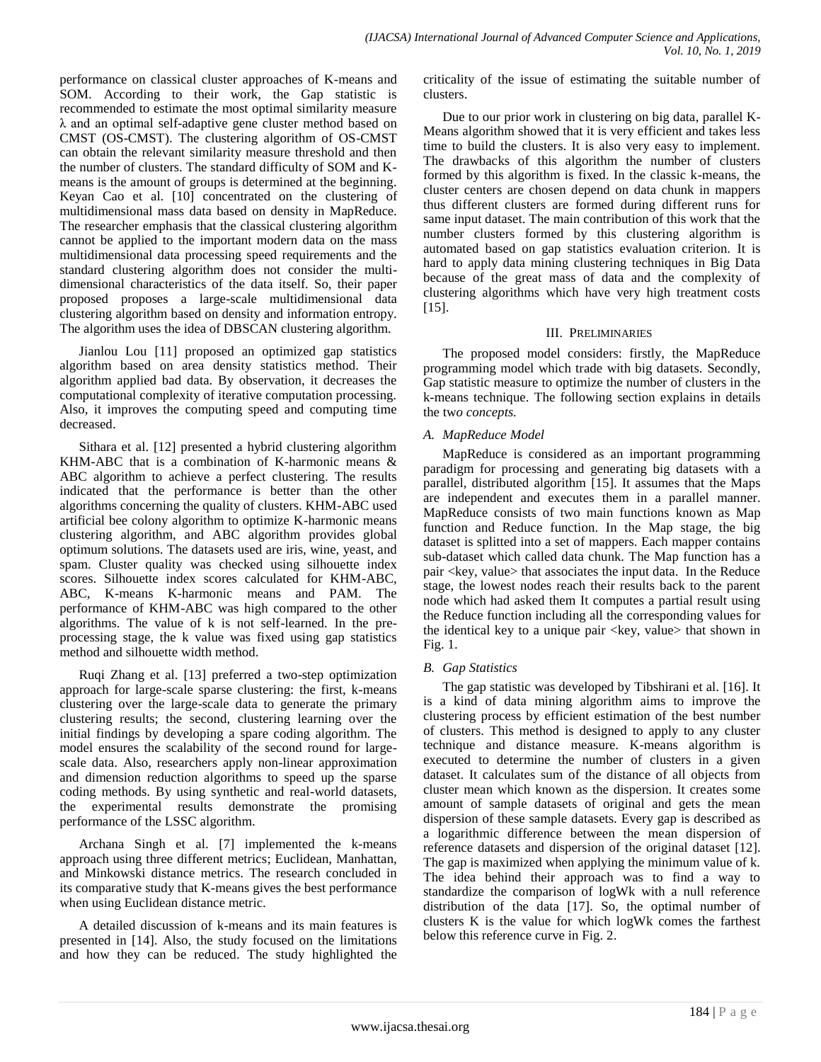performance on classical cluster approaches of K-means and SOM. According to their work, the Gap statistic is recommended to estimate the most optimal similarity measure λ and an optimal self-adaptive gene cluster method based on CMST (OS-CMST). The clustering algorithm of OS-CMST can obtain the relevant similarity measure threshold and then the number of clusters. The standard difficulty of SOM and K-means is the amount of groups is determined at the beginning. Keyan Cao et al. [10] concentrated on the clustering of multidimensional mass data based on density in MapReduce. The researcher emphasis that the classical clustering algorithm cannot be applied to the important modern data on the mass multidimensional data processing speed requirements and the standard clustering algorithm does not consider the multi-dimensional characteristics of the data itself. So, their paper proposed proposes a large-scale multidimensional data clustering algorithm based on density and information entropy. The algorithm uses the idea of DBSCAN clustering algorithm.

Jianlou Lou [11] proposed an optimized gap statistics algorithm based on area density statistics method. Their algorithm applied bad data. By observation, it decreases the computational complexity of iterative computation processing. Also, it improves the computing speed and computing time decreased.

Sithara et al. [12] presented a hybrid clustering algorithm KHM-ABC that is a combination of K-harmonic means & ABC algorithm to achieve a perfect clustering. The results indicated that the performance is better than the other algorithms concerning the quality of clusters. KHM-ABC used artificial bee colony algorithm to optimize K-harmonic means clustering algorithm, and ABC algorithm provides global optimum solutions. The datasets used are iris, wine, yeast, and spam. Cluster quality was checked using silhouette index scores. Silhouette index scores calculated for KHM-ABC, ABC, K-means K-harmonic means and PAM. The performance of KHM-ABC was high compared to the other algorithms. The value of k is not self-learned. In the pre-processing stage, the k value was fixed using gap statistics method and silhouette width method.

Ruqi Zhang et al. [13] preferred a two-step optimization approach for large-scale sparse clustering: the first, k-means clustering over the large-scale data to generate the primary clustering results; the second, clustering learning over the initial findings by developing a spare coding algorithm. The model ensures the scalability of the second round for large-scale data. Also, researchers apply non-linear approximation and dimension reduction algorithms to speed up the sparse coding methods. By using synthetic and real-world datasets, the experimental results demonstrate the promising performance of the LSSC algorithm.

Archana Singh et al. [7] implemented the k-means approach using three different metrics; Euclidean, Manhattan, and Minkowski distance metrics. The research concluded in its comparative study that K-means gives the best performance when using Euclidean distance metric.

A detailed discussion of k-means and its main features is presented in [14]. Also, the study focused on the limitations and how they can be reduced. The study highlighted the criticality of the issue of estimating the suitable number of clusters.

Due to our prior work in clustering on big data, parallel K-Means algorithm showed that it is very efficient and takes less time to build the clusters. It is also very easy to implement. The drawbacks of this algorithm the number of clusters formed by this algorithm is fixed. In the classic k-means, the cluster centers are chosen depend on data chunk in mappers thus different clusters are formed during different runs for same input dataset. The main contribution of this work that the number clusters formed by this clustering algorithm is automated based on gap statistics evaluation criterion. It is hard to apply data mining clustering techniques in Big Data because of the great mass of data and the complexity of clustering algorithms which have very high treatment costs [15].

## III. Preliminaries

The proposed model considers: firstly, the MapReduce programming model which trade with big datasets. Secondly, Gap statistic measure to optimize the number of clusters in the k-means technique. The following section explains in details the two *concepts.*

### A. MapReduce Model

MapReduce is considered as an important programming paradigm for processing and generating big datasets with a parallel, distributed algorithm [15]. It assumes that the Maps are independent and executes them in a parallel manner. MapReduce consists of two main functions known as Map function and Reduce function. In the Map stage, the big dataset is splitted into a set of mappers. Each mapper contains sub-dataset which called data chunk. The Map function has a pair <key, value> that associates the input data. In the Reduce stage, the lowest nodes reach their results back to the parent node which had asked them It computes a partial result using the Reduce function including all the corresponding values for the identical key to a unique pair <key, value> that shown in Fig. 1.

### B. Gap Statistics

The gap statistic was developed by Tibshirani et al. [16]. It is a kind of data mining algorithm aims to improve the clustering process by efficient estimation of the best number of clusters. This method is designed to apply to any cluster technique and distance measure. K-means algorithm is executed to determine the number of clusters in a given dataset. It calculates sum of the distance of all objects from cluster mean which known as the dispersion. It creates some amount of sample datasets of original and gets the mean dispersion of these sample datasets. Every gap is described as a logarithmic difference between the mean dispersion of reference datasets and dispersion of the original dataset [12]. The gap is maximized when applying the minimum value of k. The idea behind their approach was to find a way to standardize the comparison of $\log W_k$ with a null reference distribution of the data [17]. So, the optimal number of clusters K is the value for which $\log W_k$ comes the farthest below this reference curve in Fig. 2.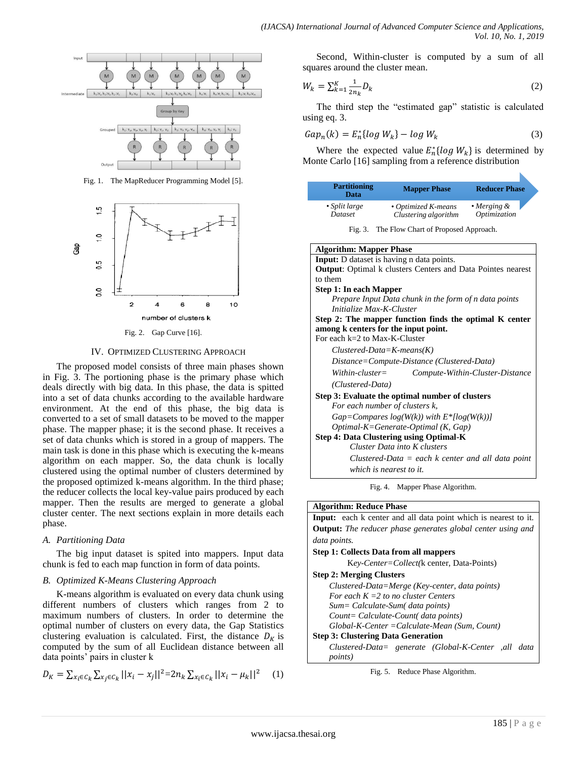Fig. 1. The MapReducer Programming Model [5].

Fig. 2. Gap Curve [16].

## IV. Optimized Clustering Approach

The proposed model consists of three main phases shown in Fig. 3. The portioning phase is the primary phase which deals directly with big data. In this phase, the data is spitted into a set of data chunks according to the available hardware environment. At the end of this phase, the big data is converted to a set of small datasets to be moved to the mapper phase. The mapper phase; it is the second phase. It receives a set of data chunks which is stored in a group of mappers. The main task is done in this phase which is executing the k-means algorithm on each mapper. So, the data chunk is locally clustered using the optimal number of clusters determined by the proposed optimized k-means algorithm. In the third phase; the reducer collects the local key-value pairs produced by each mapper. Then the results are merged to generate a global cluster center. The next sections explain in more details each phase.

### A. Partitioning Data

The big input dataset is spited into mappers. Input data chunk is fed to each map function in form of data points.

### B. Optimized K-Means Clustering Approach

K-means algorithm is evaluated on every data chunk using different numbers of clusters which ranges from 2 to maximum numbers of clusters. In order to determine the optimal number of clusters on every data, the Gap Statistics clustering evaluation is calculated. First, the distance $D_K$ is computed by the sum of all Euclidean distance between all data points' pairs in cluster k

$$D_K = \sum_{x_i \in C_k} \sum_{x_j \in C_k} ||x_i - x_j||^2 = 2n_k \sum_{x_i \in C_k} ||x_i - \mu_k||^2 \quad (1)$$

Second, Within-cluster is computed by a sum of all squares around the cluster mean.

$$W_k = \sum_{k=1}^{K} \frac{1}{2n_k} D_k \quad (2)$$

The third step the "estimated gap" statistic is calculated using eq. 3.

$$Gap_n(k) = E_n^*\{log\, W_k\} - log\, W_k \quad (3)$$

Where the expected value $E_n^*\{log\, W_k\}$ is determined by Monte Carlo [16] sampling from a reference distribution

| Partitioning Data | Mapper Phase | Reducer Phase |
|---|---|---|
| • *Split large Dataset* | • *Optimized K-means Clustering algorithm* | • *Merging & Optimization* |

Fig. 3. The Flow Chart of Proposed Approach.

**Algorithm: Mapper Phase**

**Input:** D dataset is having n data points.
**Output**: Optimal k clusters Centers and Data Pointes nearest to them

**Step 1: In each Mapper**
*Prepare Input Data chunk in the form of n data points*
*Initialize Max-K-Cluster*

**Step 2: The mapper function finds the optimal K center among k centers for the input point.**
For each k=2 to Max-K-Cluster
*Clustered-Data=K-means(K)*
*Distance=Compute-Distance (Clustered-Data)*
*Within-cluster= Compute-Within-Cluster-Distance (Clustered-Data)*

**Step 3: Evaluate the optimal number of clusters**
*For each number of clusters k,*
*Gap=Compares log(W(k)) with E\*[log(W(k))]*
*Optimal-K=Generate-Optimal (K, Gap)*

**Step 4: Data Clustering using Optimal-K**
*Cluster Data into K clusters*
*Clustered-Data = each k center and all data point which is nearest to it.*

Fig. 4. Mapper Phase Algorithm.

**Algorithm: Reduce Phase**

**Input:** each k center and all data point which is nearest to it.
**Output:** *The reducer phase generates global center using and data points.*

**Step 1: Collects Data from all mappers**
*Key-Center=Collect(*k center, Data-Points)

**Step 2: Merging Clusters**
*Clustered-Data=Merge (Key-center, data points)*
*For each K =2 to no cluster Centers*
*Sum= Calculate-Sum( data points)*
*Count= Calculate-Count( data points)*
*Global-K-Center =Calculate-Mean (Sum, Count)*

**Step 3: Clustering Data Generation**
*Clustered-Data= generate (Global-K-Center ,all data points)*

Fig. 5. Reduce Phase Algorithm.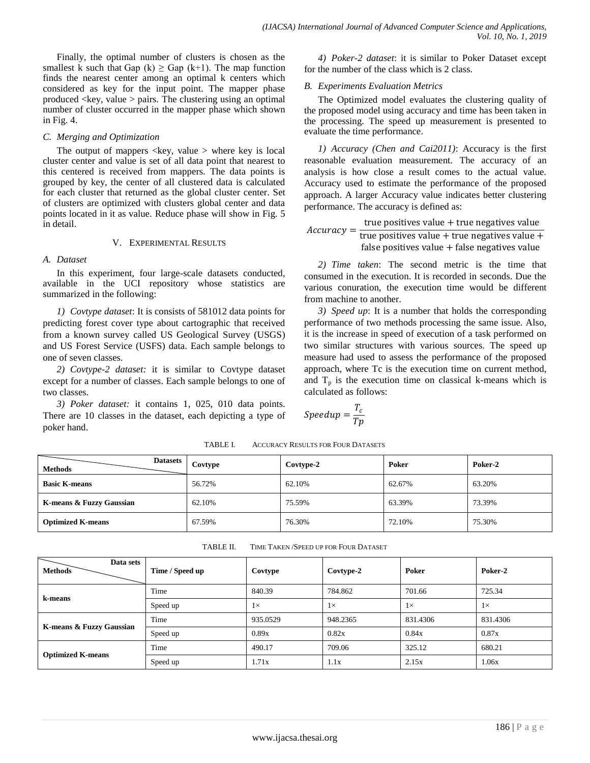Finally, the optimal number of clusters is chosen as the smallest k such that Gap (k) ≥ Gap (k+1). The map function finds the nearest center among an optimal k centers which considered as key for the input point. The mapper phase produced <key, value > pairs. The clustering using an optimal number of cluster occurred in the mapper phase which shown in Fig. 4.

### C. Merging and Optimization

The output of mappers <key, value > where key is local cluster center and value is set of all data point that nearest to this centered is received from mappers. The data points is grouped by key, the center of all clustered data is calculated for each cluster that returned as the global cluster center. Set of clusters are optimized with clusters global center and data points located in it as value. Reduce phase will show in Fig. 5 in detail.

## V. Experimental Results

### A. Dataset

In this experiment, four large-scale datasets conducted, available in the UCI repository whose statistics are summarized in the following:

*1) Covtype dataset*: It is consists of 581012 data points for predicting forest cover type about cartographic that received from a known survey called US Geological Survey (USGS) and US Forest Service (USFS) data. Each sample belongs to one of seven classes.

*2) Covtype-2 dataset:* it is similar to Covtype dataset except for a number of classes. Each sample belongs to one of two classes.

*3) Poker dataset:* it contains 1, 025, 010 data points. There are 10 classes in the dataset, each depicting a type of poker hand.

*4) Poker-2 dataset*: it is similar to Poker Dataset except for the number of the class which is 2 class.

### B. Experiments Evaluation Metrics

The Optimized model evaluates the clustering quality of the proposed model using accuracy and time has been taken in the processing. The speed up measurement is presented to evaluate the time performance.

*1) Accuracy (Chen and Cai2011)*: Accuracy is the first reasonable evaluation measurement. The accuracy of an analysis is how close a result comes to the actual value. Accuracy used to estimate the performance of the proposed approach. A larger Accuracy value indicates better clustering performance. The accuracy is defined as:

$$Accuracy = \frac{\text{true positives value} + \text{true negatives value}}{\text{true positives value} + \text{true negatives value} + \text{false positives value} + \text{false negatives value}}$$

*2) Time taken*: The second metric is the time that consumed in the execution. It is recorded in seconds. Due the various conuration, the execution time would be different from machine to another.

*3) Speed up*: It is a number that holds the corresponding performance of two methods processing the same issue. Also, it is the increase in speed of execution of a task performed on two similar structures with various sources. The speed up measure had used to assess the performance of the proposed approach, where Tc is the execution time on current method, and $T_p$ is the execution time on classical k-means which is calculated as follows:

$$Speedup = \frac{T_c}{Tp}$$

TABLE I. Accuracy Results for Four Datasets

| Methods \ Datasets | Covtype | Covtype-2 | Poker | Poker-2 |
|---|---|---|---|---|
| **Basic K-means** | 56.72% | 62.10% | 62.67% | 63.20% |
| **K-means & Fuzzy Gaussian** | 62.10% | 75.59% | 63.39% | 73.39% |
| **Optimized K-means** | 67.59% | 76.30% | 72.10% | 75.30% |

TABLE II. Time Taken /Speed up for Four Dataset

| Methods \ Data sets | Time / Speed up | Covtype | Covtype-2 | Poker | Poker-2 |
|---|---|---|---|---|---|
| **k-means** | Time | 840.39 | 784.862 | 701.66 | 725.34 |
| | Speed up | 1× | 1× | 1× | 1× |
| **K-means & Fuzzy Gaussian** | Time | 935.0529 | 948.2365 | 831.4306 | 831.4306 |
| | Speed up | 0.89x | 0.82x | 0.84x | 0.87x |
| **Optimized K-means** | Time | 490.17 | 709.06 | 325.12 | 680.21 |
| | Speed up | 1.71x | 1.1x | 2.15x | 1.06x |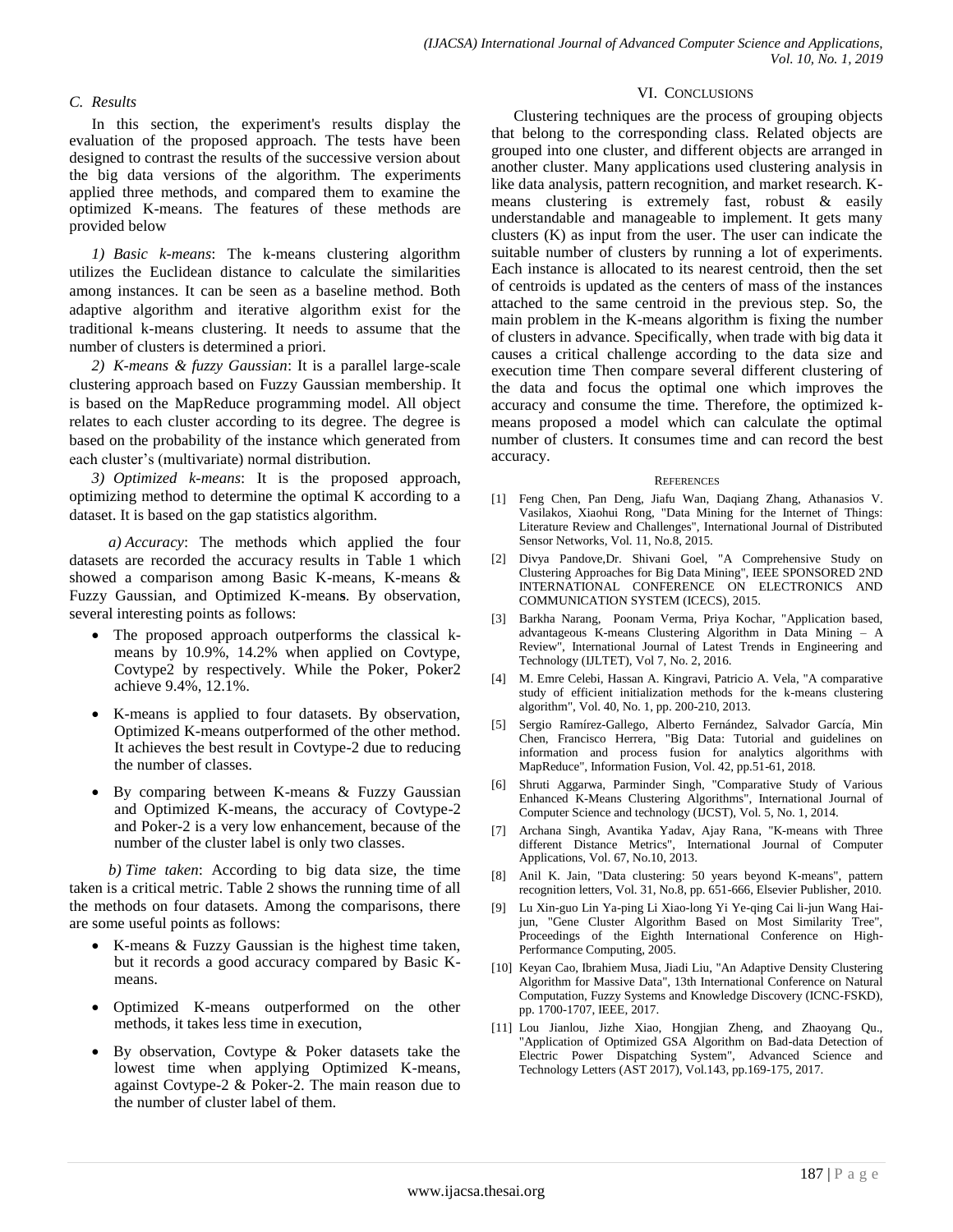### C. Results

In this section, the experiment's results display the evaluation of the proposed approach. The tests have been designed to contrast the results of the successive version about the big data versions of the algorithm. The experiments applied three methods, and compared them to examine the optimized K-means. The features of these methods are provided below

*1) Basic k-means*: The k-means clustering algorithm utilizes the Euclidean distance to calculate the similarities among instances. It can be seen as a baseline method. Both adaptive algorithm and iterative algorithm exist for the traditional k-means clustering. It needs to assume that the number of clusters is determined a priori.

*2) K-means & fuzzy Gaussian*: It is a parallel large-scale clustering approach based on Fuzzy Gaussian membership. It is based on the MapReduce programming model. All object relates to each cluster according to its degree. The degree is based on the probability of the instance which generated from each cluster's (multivariate) normal distribution.

*3) Optimized k-means*: It is the proposed approach, optimizing method to determine the optimal K according to a dataset. It is based on the gap statistics algorithm.

*a) Accuracy*: The methods which applied the four datasets are recorded the accuracy results in Table 1 which showed a comparison among Basic K-means, K-means & Fuzzy Gaussian, and Optimized K-mean**s**. By observation, several interesting points as follows:

- The proposed approach outperforms the classical k-means by 10.9%, 14.2% when applied on Covtype, Covtype2 by respectively. While the Poker, Poker2 achieve 9.4%, 12.1%.
- K-means is applied to four datasets. By observation, Optimized K-means outperformed of the other method. It achieves the best result in Covtype-2 due to reducing the number of classes.
- By comparing between K-means & Fuzzy Gaussian and Optimized K-means, the accuracy of Covtype-2 and Poker-2 is a very low enhancement, because of the number of the cluster label is only two classes.

*b) Time taken*: According to big data size, the time taken is a critical metric. Table 2 shows the running time of all the methods on four datasets. Among the comparisons, there are some useful points as follows:

- K-means & Fuzzy Gaussian is the highest time taken, but it records a good accuracy compared by Basic K-means.
- Optimized K-means outperformed on the other methods, it takes less time in execution,
- By observation, Covtype & Poker datasets take the lowest time when applying Optimized K-means, against Covtype-2 & Poker-2. The main reason due to the number of cluster label of them.

## VI. Conclusions

Clustering techniques are the process of grouping objects that belong to the corresponding class. Related objects are grouped into one cluster, and different objects are arranged in another cluster. Many applications used clustering analysis in like data analysis, pattern recognition, and market research. K-means clustering is extremely fast, robust & easily understandable and manageable to implement. It gets many clusters (K) as input from the user. The user can indicate the suitable number of clusters by running a lot of experiments. Each instance is allocated to its nearest centroid, then the set of centroids is updated as the centers of mass of the instances attached to the same centroid in the previous step. So, the main problem in the K-means algorithm is fixing the number of clusters in advance. Specifically, when trade with big data it causes a critical challenge according to the data size and execution time Then compare several different clustering of the data and focus the optimal one which improves the accuracy and consume the time. Therefore, the optimized k-means proposed a model which can calculate the optimal number of clusters. It consumes time and can record the best accuracy.

## References

[1] Feng Chen, Pan Deng, Jiafu Wan, Daqiang Zhang, Athanasios V. Vasilakos, Xiaohui Rong, "Data Mining for the Internet of Things: Literature Review and Challenges", International Journal of Distributed Sensor Networks, Vol. 11, No.8, 2015.

[2] Divya Pandove,Dr. Shivani Goel, "A Comprehensive Study on Clustering Approaches for Big Data Mining", IEEE SPONSORED 2ND INTERNATIONAL CONFERENCE ON ELECTRONICS AND COMMUNICATION SYSTEM (ICECS), 2015.

[3] Barkha Narang, Poonam Verma, Priya Kochar, "Application based, advantageous K-means Clustering Algorithm in Data Mining – A Review", International Journal of Latest Trends in Engineering and Technology (IJLTET), Vol 7, No. 2, 2016.

[4] M. Emre Celebi, Hassan A. Kingravi, Patricio A. Vela, "A comparative study of efficient initialization methods for the k-means clustering algorithm", Vol. 40, No. 1, pp. 200-210, 2013.

[5] Sergio Ramírez-Gallego, Alberto Fernández, Salvador García, Min Chen, Francisco Herrera, "Big Data: Tutorial and guidelines on information and process fusion for analytics algorithms with MapReduce", Information Fusion, Vol. 42, pp.51-61, 2018.

[6] Shruti Aggarwa, Parminder Singh, "Comparative Study of Various Enhanced K-Means Clustering Algorithms", International Journal of Computer Science and technology (IJCST), Vol. 5, No. 1, 2014.

[7] Archana Singh, Avantika Yadav, Ajay Rana, "K-means with Three different Distance Metrics", International Journal of Computer Applications, Vol. 67, No.10, 2013.

[8] Anil K. Jain, "Data clustering: 50 years beyond K-means", pattern recognition letters, Vol. 31, No.8, pp. 651-666, Elsevier Publisher, 2010.

[9] Lu Xin-guo Lin Ya-ping Li Xiao-long Yi Ye-qing Cai li-jun Wang Hai-jun, "Gene Cluster Algorithm Based on Most Similarity Tree", Proceedings of the Eighth International Conference on High-Performance Computing, 2005.

[10] Keyan Cao, Ibrahiem Musa, Jiadi Liu, "An Adaptive Density Clustering Algorithm for Massive Data", 13th International Conference on Natural Computation, Fuzzy Systems and Knowledge Discovery (ICNC-FSKD), pp. 1700-1707, IEEE, 2017.

[11] Lou Jianlou, Jizhe Xiao, Hongjian Zheng, and Zhaoyang Qu., "Application of Optimized GSA Algorithm on Bad-data Detection of Electric Power Dispatching System", Advanced Science and Technology Letters (AST 2017), Vol.143, pp.169-175, 2017.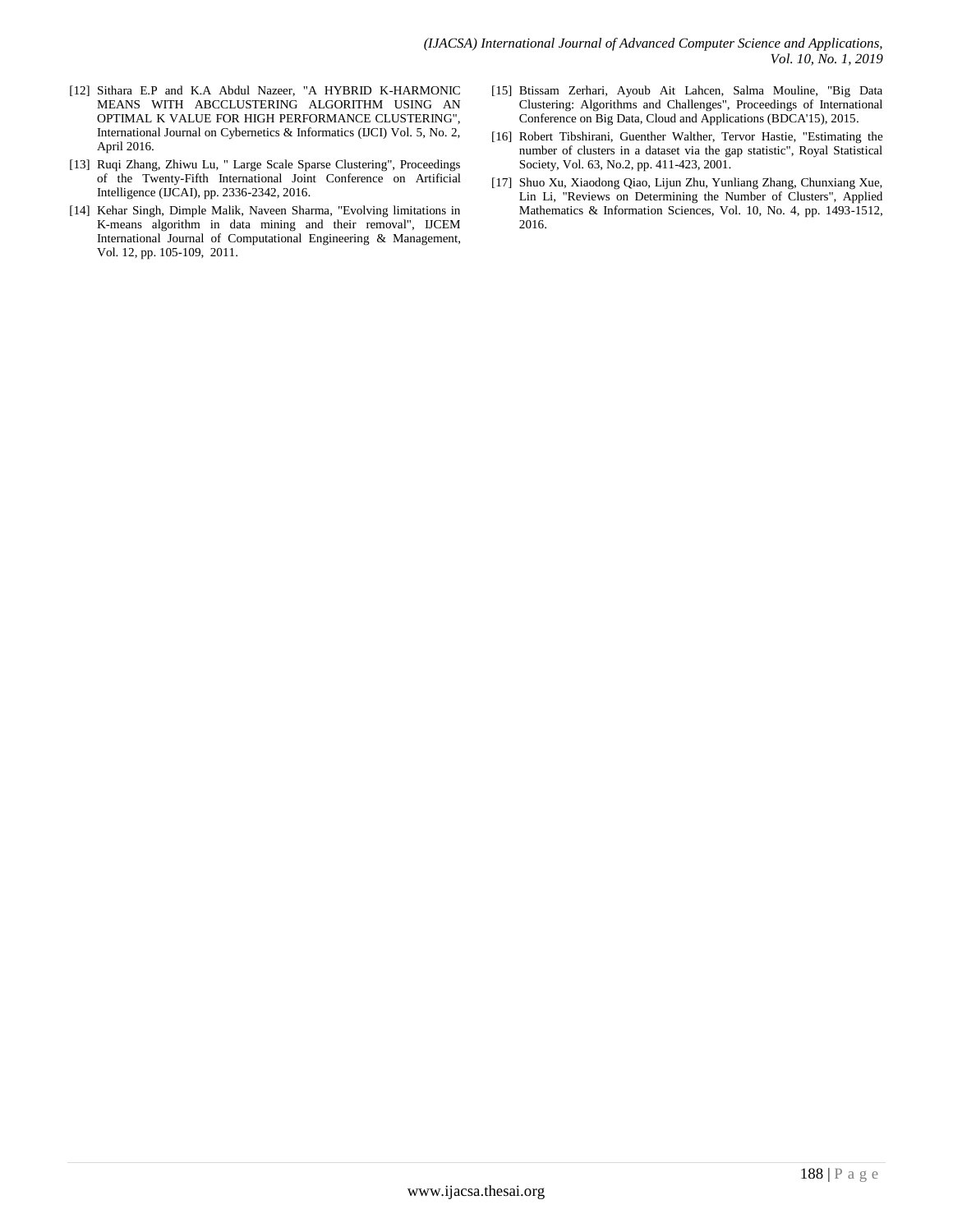[12] Sithara E.P and K.A Abdul Nazeer, "A HYBRID K-HARMONIC MEANS WITH ABCCLUSTERING ALGORITHM USING AN OPTIMAL K VALUE FOR HIGH PERFORMANCE CLUSTERING", International Journal on Cybernetics & Informatics (IJCI) Vol. 5, No. 2, April 2016.

[13] Ruqi Zhang, Zhiwu Lu, " Large Scale Sparse Clustering", Proceedings of the Twenty-Fifth International Joint Conference on Artificial Intelligence (IJCAI), pp. 2336-2342, 2016.

[14] Kehar Singh, Dimple Malik, Naveen Sharma, "Evolving limitations in K-means algorithm in data mining and their removal", IJCEM International Journal of Computational Engineering & Management, Vol. 12, pp. 105-109, 2011.

[15] Btissam Zerhari, Ayoub Ait Lahcen, Salma Mouline, "Big Data Clustering: Algorithms and Challenges", Proceedings of International Conference on Big Data, Cloud and Applications (BDCA'15), 2015.

[16] Robert Tibshirani, Guenther Walther, Tervor Hastie, "Estimating the number of clusters in a dataset via the gap statistic", Royal Statistical Society, Vol. 63, No.2, pp. 411-423, 2001.

[17] Shuo Xu, Xiaodong Qiao, Lijun Zhu, Yunliang Zhang, Chunxiang Xue, Lin Li, "Reviews on Determining the Number of Clusters", Applied Mathematics & Information Sciences, Vol. 10, No. 4, pp. 1493-1512, 2016.